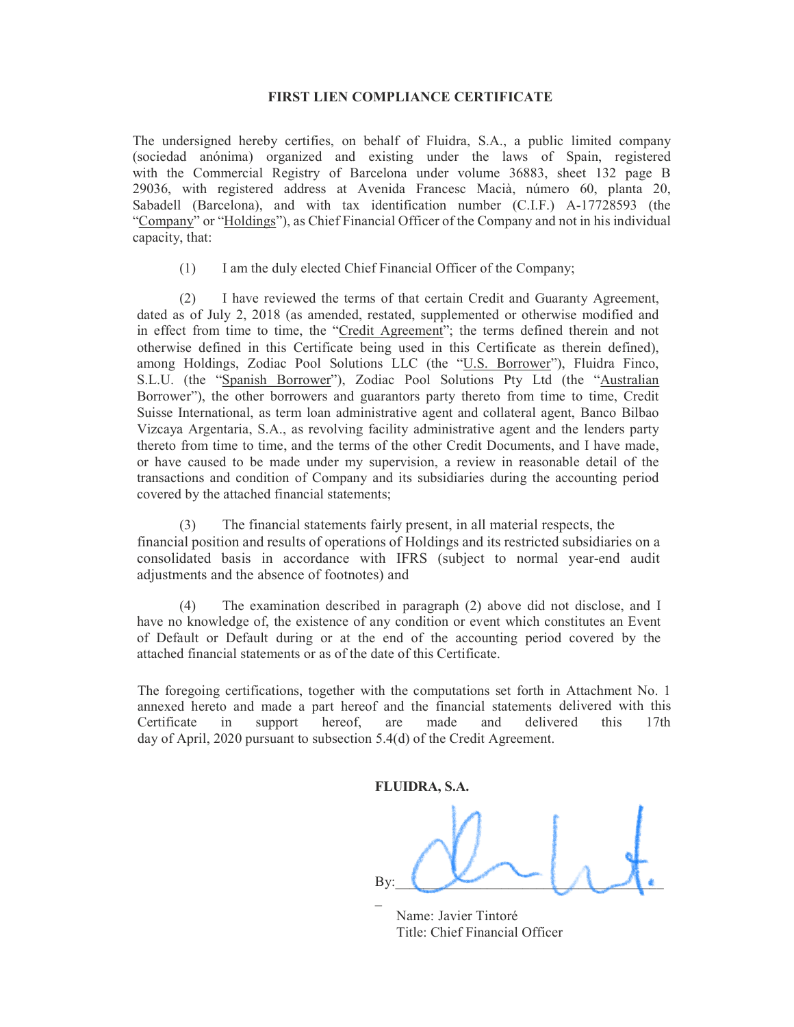**FIRST LIEN COMPLIANCE CERTIFICATE**

The undersigned hereby certifies, on behalf of Fluidra, S.A., a public limited company (sociedad anónima) organized and existing under the laws of Spain, registered with the Commercial Registry of Barcelona under volume 36883, sheet 132 page B 29036, with registered address at Avenida Francesc Macià, número 60, planta 20, Sabadell (Barcelona), and with tax identification number (C.I.F.) A-17728593 (the "Company" or "Holdings"), as Chief Financial Officer of the Company and not in his individual capacity, that:

(1) I am the duly elected Chief Financial Officer of the Company;

(2) I have reviewed the terms of that certain Credit and Guaranty Agreement, dated as of July 2, 2018 (as amended, restated, supplemented or otherwise modified and in effect from time to time, the "Credit Agreement"; the terms defined therein and not otherwise defined in this Certificate being used in this Certificate as therein defined), among Holdings, Zodiac Pool Solutions LLC (the "U.S. Borrower"), Fluidra Finco, S.L.U. (the "Spanish Borrower"), Zodiac Pool Solutions Pty Ltd (the "Australian Borrower"), the other borrowers and guarantors party thereto from time to time, Credit Suisse International, as term loan administrative agent and collateral agent, Banco Bilbao Vizcaya Argentaria, S.A., as revolving facility administrative agent and the lenders party thereto from time to time, and the terms of the other Credit Documents, and I have made, or have caused to be made under my supervision, a review in reasonable detail of the transactions and condition of Company and its subsidiaries during the accounting period covered by the attached financial statements;

(3) The financial statements fairly present, in all material respects, the financial position and results of operations of Holdings and its restricted subsidiaries on a consolidated basis in accordance with IFRS (subject to normal year-end audit adjustments and the absence of footnotes) and

(4) The examination described in paragraph (2) above did not disclose, and I have no knowledge of, the existence of any condition or event which constitutes an Event of Default or Default during or at the end of the accounting period covered by the attached financial statements or as of the date of this Certificate.

The foregoing certifications, together with the computations set forth in Attachment No. 1 annexed hereto and made a part hereof and the financial statements delivered with this Certificate in support hereof, are made and delivered this 17th day of April, 2020 pursuant to subsection 5.4(d) of the Credit Agreement.

**FLUIDRA, S.A.**

By: ______________________________

Name: Javier Tintoré
Title: Chief Financial Officer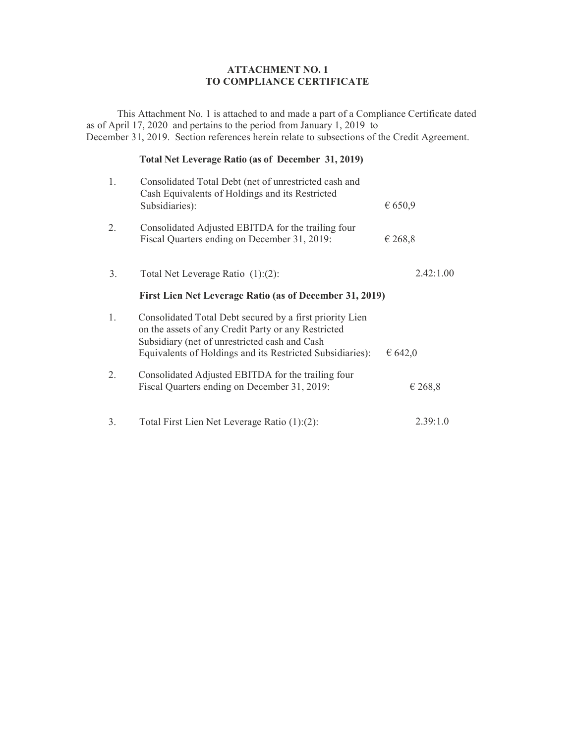**ATTACHMENT NO. 1**
**TO COMPLIANCE CERTIFICATE**

This Attachment No. 1 is attached to and made a part of a Compliance Certificate dated as of April 17, 2020 and pertains to the period from January 1, 2019 to December 31, 2019. Section references herein relate to subsections of the Credit Agreement.

**Total Net Leverage Ratio (as of December 31, 2019)**

| | | |
|---|---|---|
| 1. | Consolidated Total Debt (net of unrestricted cash and Cash Equivalents of Holdings and its Restricted Subsidiaries): | € 650,9 |
| 2. | Consolidated Adjusted EBITDA for the trailing four Fiscal Quarters ending on December 31, 2019: | € 268,8 |
| 3. | Total Net Leverage Ratio (1):(2): | 2.42:1.00 |

**First Lien Net Leverage Ratio (as of December 31, 2019)**

| | | |
|---|---|---|
| 1. | Consolidated Total Debt secured by a first priority Lien on the assets of any Credit Party or any Restricted Subsidiary (net of unrestricted cash and Cash Equivalents of Holdings and its Restricted Subsidiaries): | € 642,0 |
| 2. | Consolidated Adjusted EBITDA for the trailing four Fiscal Quarters ending on December 31, 2019: | € 268,8 |
| 3. | Total First Lien Net Leverage Ratio (1):(2): | 2.39:1.0 |